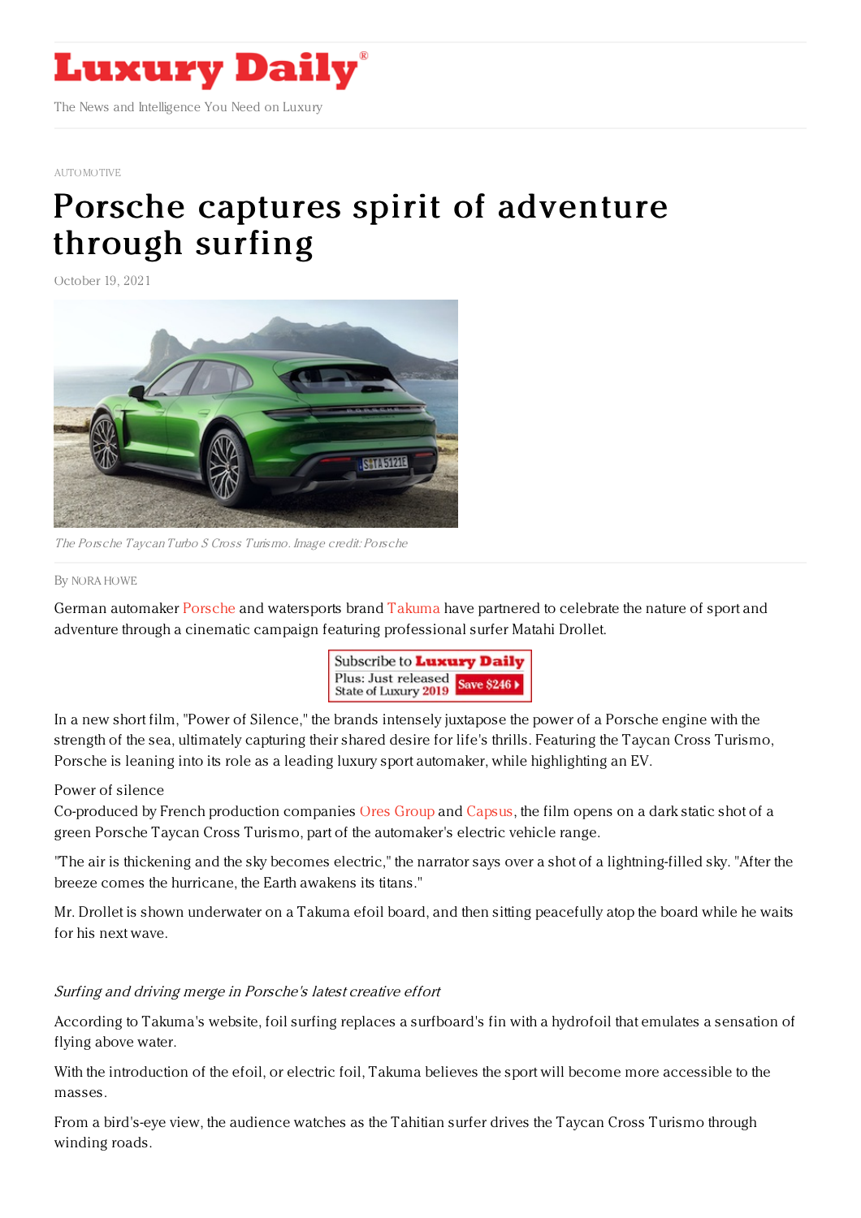AUTOMOTIVE

# Porsche captures spirit of adventure through surfing

October 19, 2021

*The Porsche Taycan Turbo S Cross Turismo. Image credit: Porsche*

By NORA HOWE

German automaker Porsche and watersports brand Takuma have partnered to celebrate the nature of sport and adventure through a cinematic campaign featuring professional surfer Matahi Drollet.

In a new short film, "Power of Silence," the brands intensely juxtapose the power of a Porsche engine with the strength of the sea, ultimately capturing their shared desire for life's thrills. Featuring the Taycan Cross Turismo, Porsche is leaning into its role as a leading luxury sport automaker, while highlighting an EV.

Power of silence

Co-produced by French production companies Ores Group and Capsus, the film opens on a dark static shot of a green Porsche Taycan Cross Turismo, part of the automaker's electric vehicle range.

"The air is thickening and the sky becomes electric," the narrator says over a shot of a lightning-filled sky. "After the breeze comes the hurricane, the Earth awakens its titans."

Mr. Drollet is shown underwater on a Takuma efoil board, and then sitting peacefully atop the board while he waits for his next wave.

*Surfing and driving merge in Porsche's latest creative effort*

According to Takuma's website, foil surfing replaces a surfboard's fin with a hydrofoil that emulates a sensation of flying above water.

With the introduction of the efoil, or electric foil, Takuma believes the sport will become more accessible to the masses.

From a bird's-eye view, the audience watches as the Tahitian surfer drives the Taycan Cross Turismo through winding roads.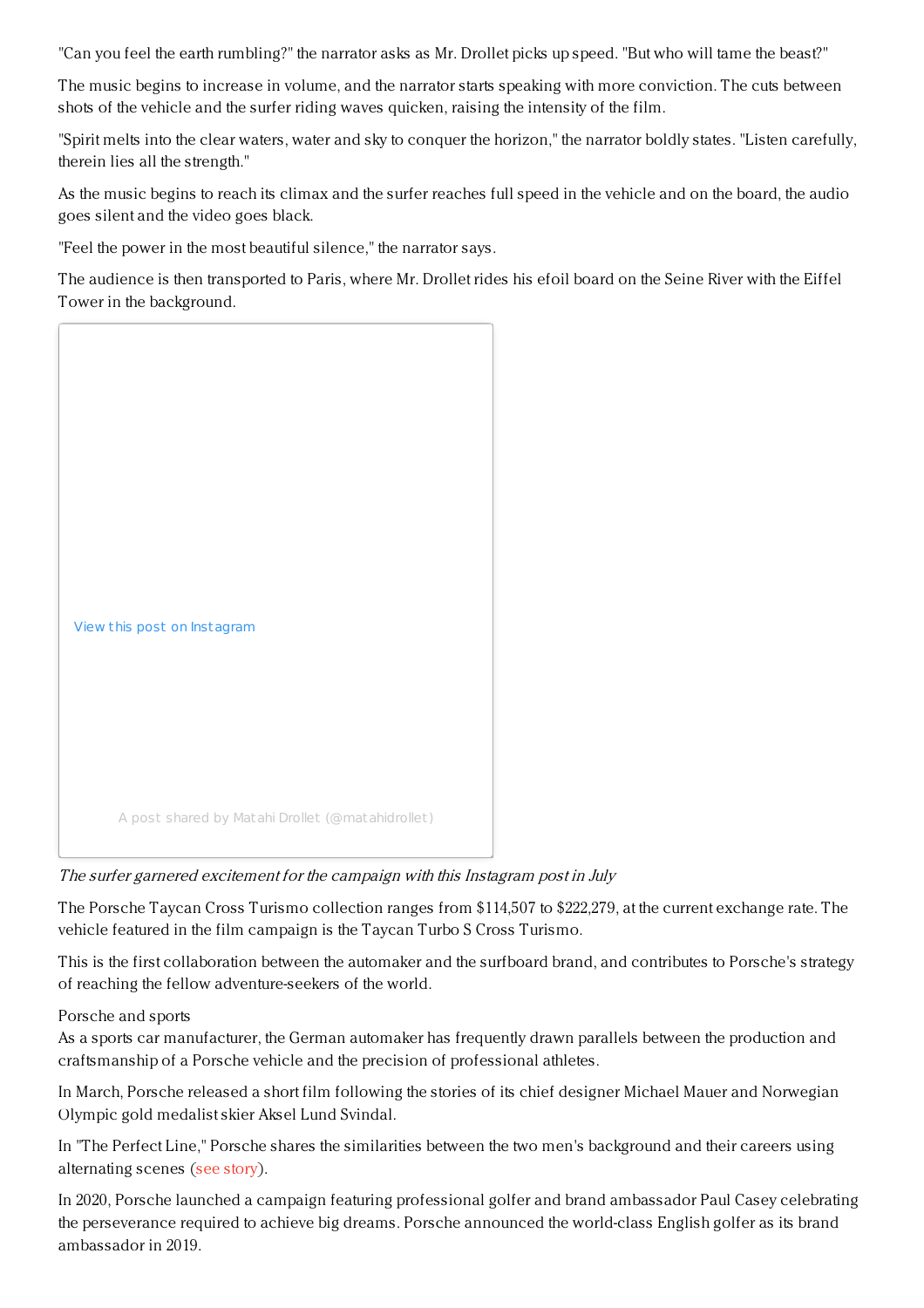"Can you feel the earth rumbling?" the narrator asks as Mr. Drollet picks up speed. "But who will tame the beast?"

The music begins to increase in volume, and the narrator starts speaking with more conviction. The cuts between shots of the vehicle and the surfer riding waves quicken, raising the intensity of the film.

"Spirit melts into the clear waters, water and sky to conquer the horizon," the narrator boldly states. "Listen carefully, therein lies all the strength."

As the music begins to reach its climax and the surfer reaches full speed in the vehicle and on the board, the audio goes silent and the video goes black.

"Feel the power in the most beautiful silence," the narrator says.

The audience is then transported to Paris, where Mr. Drollet rides his efoil board on the Seine River with the Eiffel Tower in the background.

View this post on Instagram

A post shared by Matahi Drollet (@matahidrollet)

*The surfer garnered excitement for the campaign with this Instagram post in July*

The Porsche Taycan Cross Turismo collection ranges from $114,507 to $222,279, at the current exchange rate. The vehicle featured in the film campaign is the Taycan Turbo S Cross Turismo.

This is the first collaboration between the automaker and the surfboard brand, and contributes to Porsche's strategy of reaching the fellow adventure-seekers of the world.

Porsche and sports

As a sports car manufacturer, the German automaker has frequently drawn parallels between the production and craftsmanship of a Porsche vehicle and the precision of professional athletes.

In March, Porsche released a short film following the stories of its chief designer Michael Mauer and Norwegian Olympic gold medalist skier Aksel Lund Svindal.

In "The Perfect Line," Porsche shares the similarities between the two men's background and their careers using alternating scenes (see story).

In 2020, Porsche launched a campaign featuring professional golfer and brand ambassador Paul Casey celebrating the perseverance required to achieve big dreams. Porsche announced the world-class English golfer as its brand ambassador in 2019.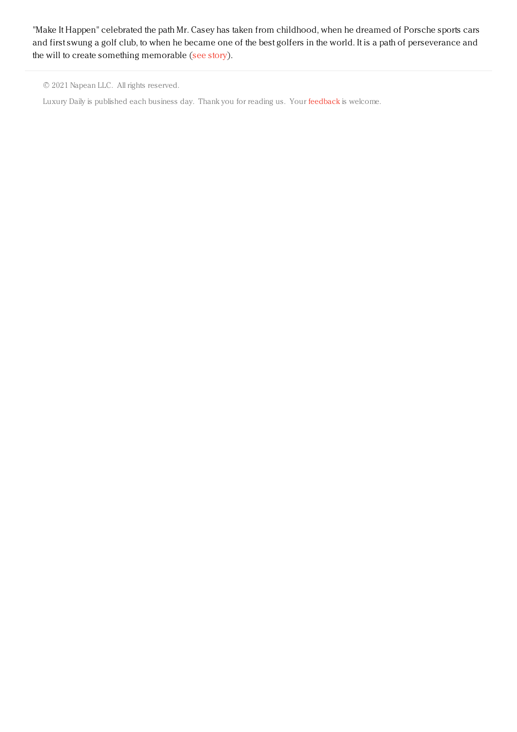"Make It Happen" celebrated the path Mr. Casey has taken from childhood, when he dreamed of Porsche sports cars and first swung a golf club, to when he became one of the best golfers in the world. It is a path of perseverance and the will to create something memorable (see story).

---

© 2021 Napean LLC. All rights reserved.

Luxury Daily is published each business day. Thank you for reading us. Your feedback is welcome.